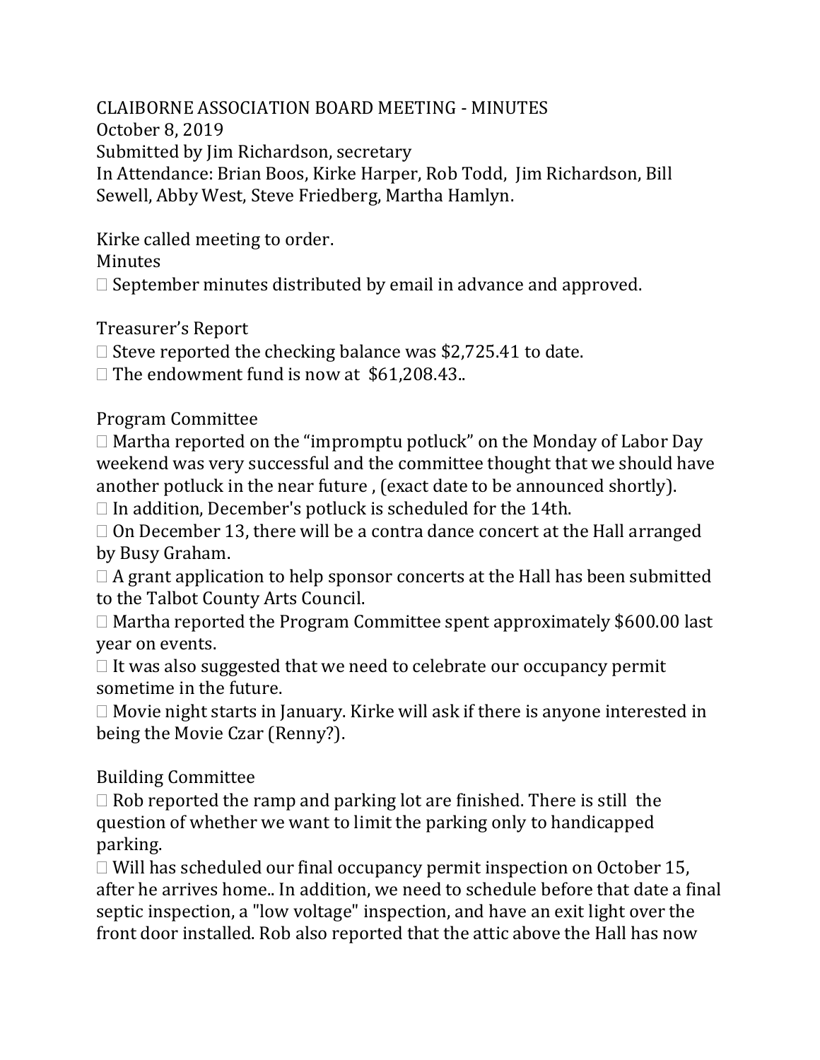CLAIBORNE ASSOCIATION BOARD MEETING - MINUTES
October 8, 2019
Submitted by Jim Richardson, secretary
In Attendance: Brian Boos, Kirke Harper, Rob Todd, Jim Richardson, Bill Sewell, Abby West, Steve Friedberg, Martha Hamlyn.

Kirke called meeting to order.

Minutes

- September minutes distributed by email in advance and approved.

Treasurer's Report

- Steve reported the checking balance was $2,725.41 to date.
- The endowment fund is now at $61,208.43..

Program Committee

- Martha reported on the "impromptu potluck" on the Monday of Labor Day weekend was very successful and the committee thought that we should have another potluck in the near future , (exact date to be announced shortly).
- In addition, December's potluck is scheduled for the 14th.
- On December 13, there will be a contra dance concert at the Hall arranged by Busy Graham.
- A grant application to help sponsor concerts at the Hall has been submitted to the Talbot County Arts Council.
- Martha reported the Program Committee spent approximately $600.00 last year on events.
- It was also suggested that we need to celebrate our occupancy permit sometime in the future.
- Movie night starts in January. Kirke will ask if there is anyone interested in being the Movie Czar (Renny?).

Building Committee

- Rob reported the ramp and parking lot are finished. There is still the question of whether we want to limit the parking only to handicapped parking.
- Will has scheduled our final occupancy permit inspection on October 15, after he arrives home.. In addition, we need to schedule before that date a final septic inspection, a "low voltage" inspection, and have an exit light over the front door installed. Rob also reported that the attic above the Hall has now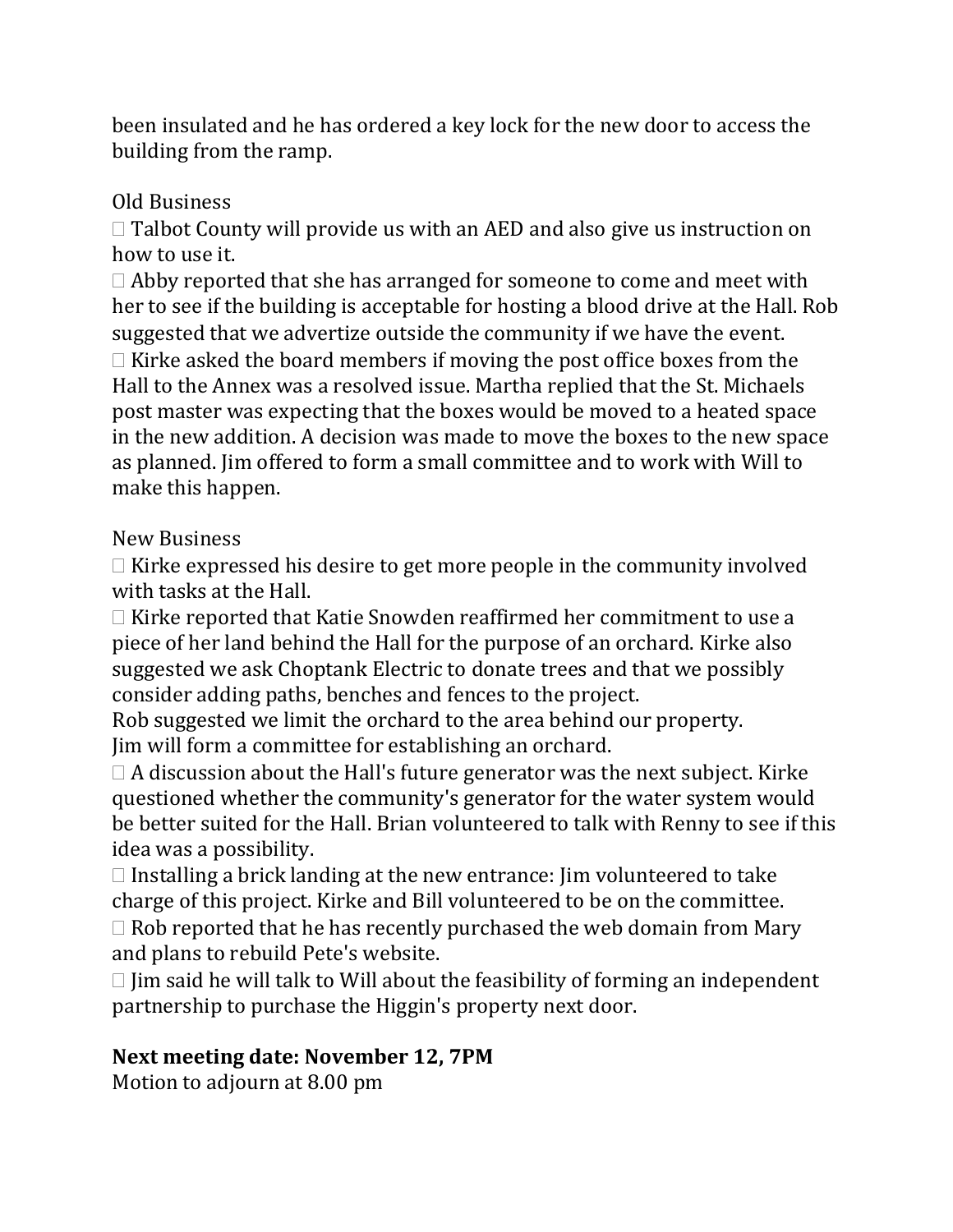been insulated and he has ordered a key lock for the new door to access the building from the ramp.

Old Business

- Talbot County will provide us with an AED and also give us instruction on how to use it.
- Abby reported that she has arranged for someone to come and meet with her to see if the building is acceptable for hosting a blood drive at the Hall. Rob suggested that we advertize outside the community if we have the event.
- Kirke asked the board members if moving the post office boxes from the Hall to the Annex was a resolved issue. Martha replied that the St. Michaels post master was expecting that the boxes would be moved to a heated space in the new addition. A decision was made to move the boxes to the new space as planned. Jim offered to form a small committee and to work with Will to make this happen.

New Business

- Kirke expressed his desire to get more people in the community involved with tasks at the Hall.
- Kirke reported that Katie Snowden reaffirmed her commitment to use a piece of her land behind the Hall for the purpose of an orchard. Kirke also suggested we ask Choptank Electric to donate trees and that we possibly consider adding paths, benches and fences to the project.
  Rob suggested we limit the orchard to the area behind our property.
  Jim will form a committee for establishing an orchard.
- A discussion about the Hall's future generator was the next subject. Kirke questioned whether the community's generator for the water system would be better suited for the Hall. Brian volunteered to talk with Renny to see if this idea was a possibility.
- Installing a brick landing at the new entrance: Jim volunteered to take charge of this project. Kirke and Bill volunteered to be on the committee.
- Rob reported that he has recently purchased the web domain from Mary and plans to rebuild Pete's website.
- Jim said he will talk to Will about the feasibility of forming an independent partnership to purchase the Higgin's property next door.

**Next meeting date: November 12, 7PM**

Motion to adjourn at 8.00 pm